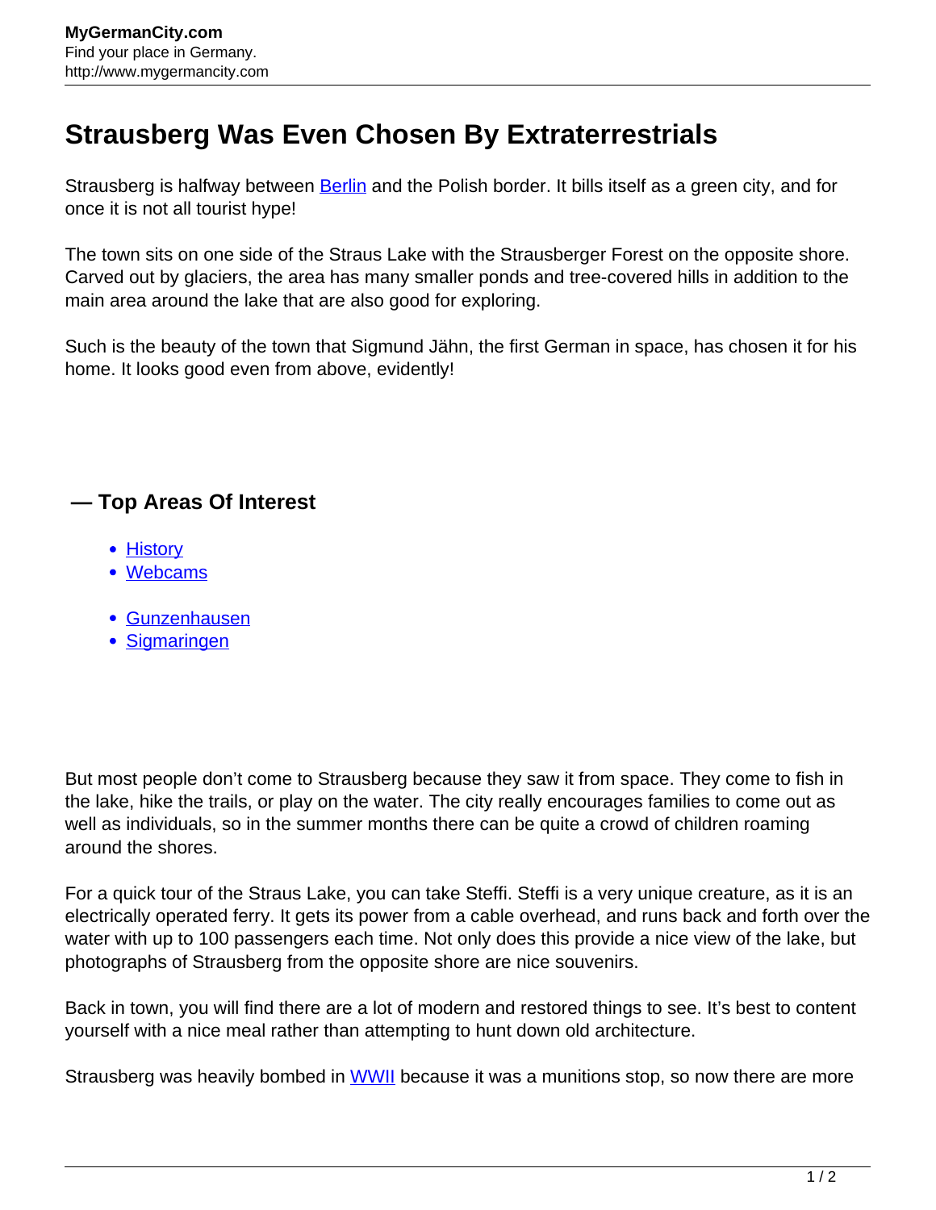# Strausberg Was Even Chosen By Extraterrestrials

Strausberg is halfway between Berlin and the Polish border. It bills itself as a green city, and for once it is not all tourist hype!

The town sits on one side of the Straus Lake with the Strausberger Forest on the opposite shore. Carved out by glaciers, the area has many smaller ponds and tree-covered hills in addition to the main area around the lake that are also good for exploring.

Such is the beauty of the town that Sigmund Jähn, the first German in space, has chosen it for his home. It looks good even from above, evidently!

### — Top Areas Of Interest

- History
- Webcams

- Gunzenhausen
- Sigmaringen

But most people don't come to Strausberg because they saw it from space. They come to fish in the lake, hike the trails, or play on the water. The city really encourages families to come out as well as individuals, so in the summer months there can be quite a crowd of children roaming around the shores.

For a quick tour of the Straus Lake, you can take Steffi. Steffi is a very unique creature, as it is an electrically operated ferry. It gets its power from a cable overhead, and runs back and forth over the water with up to 100 passengers each time. Not only does this provide a nice view of the lake, but photographs of Strausberg from the opposite shore are nice souvenirs.

Back in town, you will find there are a lot of modern and restored things to see. It's best to content yourself with a nice meal rather than attempting to hunt down old architecture.

Strausberg was heavily bombed in WWII because it was a munitions stop, so now there are more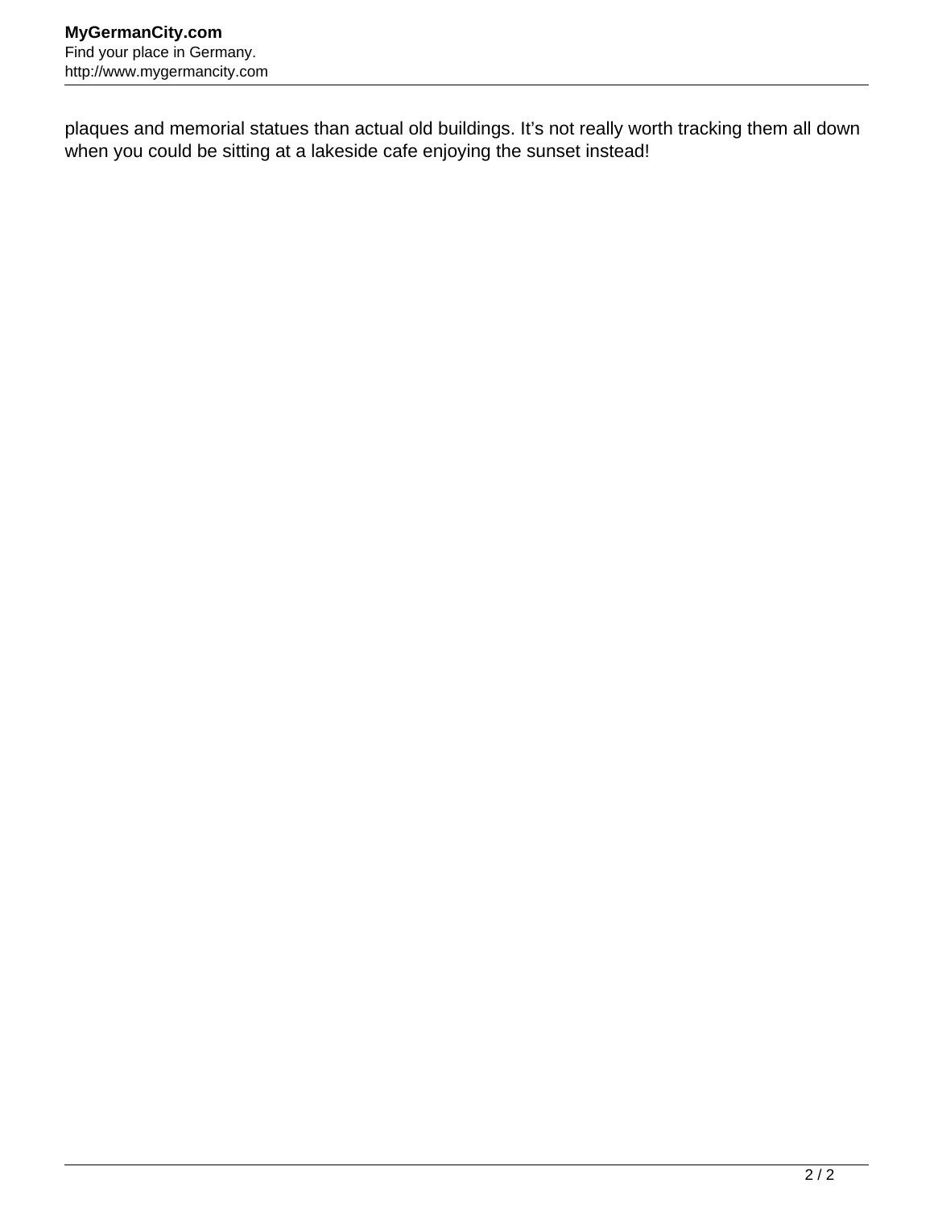plaques and memorial statues than actual old buildings. It’s not really worth tracking them all down when you could be sitting at a lakeside cafe enjoying the sunset instead!